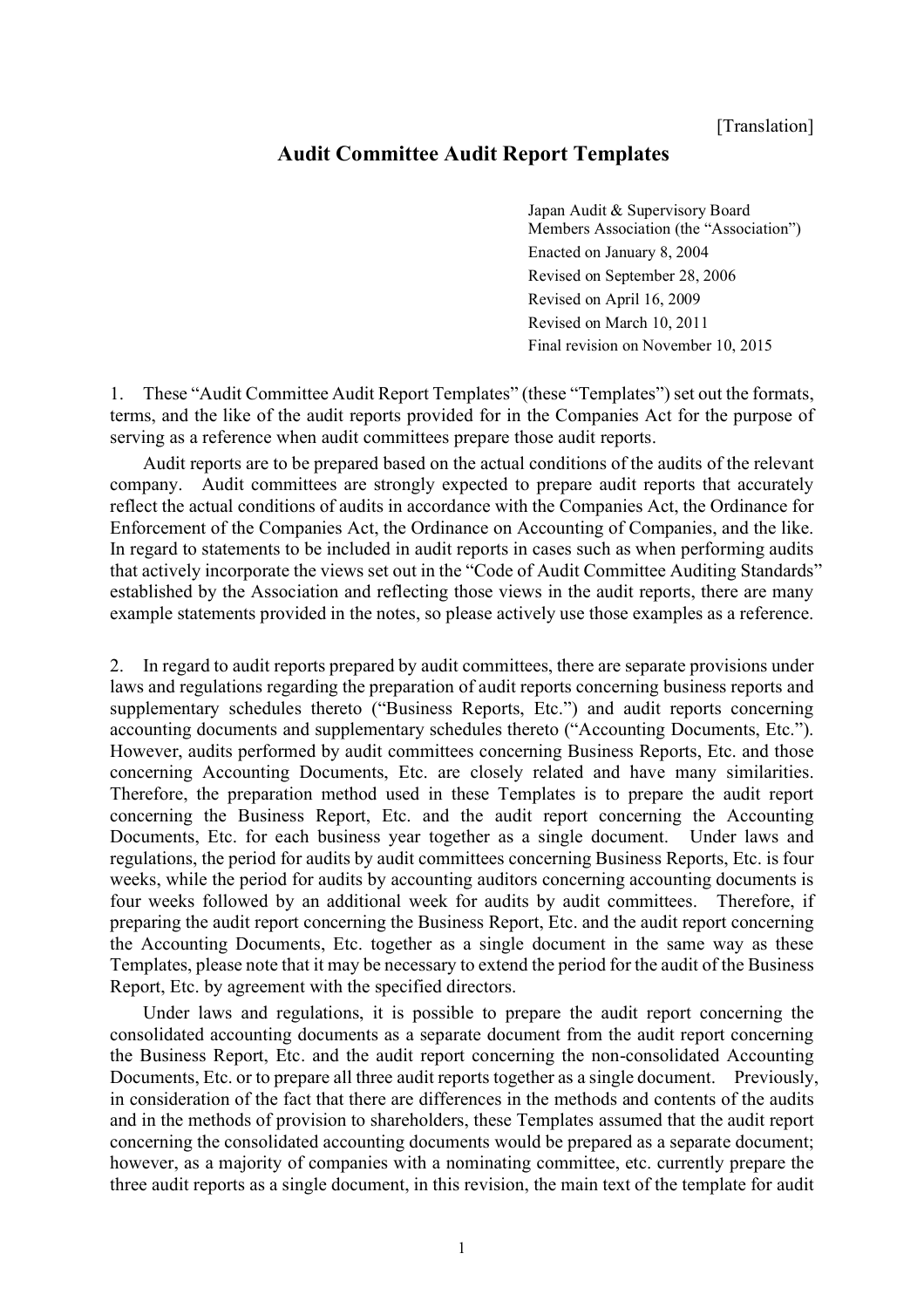[Translation]

# Audit Committee Audit Report Templates

Japan Audit & Supervisory Board Members Association (the "Association")
Enacted on January 8, 2004
Revised on September 28, 2006
Revised on April 16, 2009
Revised on March 10, 2011
Final revision on November 10, 2015

1. These "Audit Committee Audit Report Templates" (these "Templates") set out the formats, terms, and the like of the audit reports provided for in the Companies Act for the purpose of serving as a reference when audit committees prepare those audit reports.

Audit reports are to be prepared based on the actual conditions of the audits of the relevant company. Audit committees are strongly expected to prepare audit reports that accurately reflect the actual conditions of audits in accordance with the Companies Act, the Ordinance for Enforcement of the Companies Act, the Ordinance on Accounting of Companies, and the like. In regard to statements to be included in audit reports in cases such as when performing audits that actively incorporate the views set out in the "Code of Audit Committee Auditing Standards" established by the Association and reflecting those views in the audit reports, there are many example statements provided in the notes, so please actively use those examples as a reference.

2. In regard to audit reports prepared by audit committees, there are separate provisions under laws and regulations regarding the preparation of audit reports concerning business reports and supplementary schedules thereto ("Business Reports, Etc.") and audit reports concerning accounting documents and supplementary schedules thereto ("Accounting Documents, Etc."). However, audits performed by audit committees concerning Business Reports, Etc. and those concerning Accounting Documents, Etc. are closely related and have many similarities. Therefore, the preparation method used in these Templates is to prepare the audit report concerning the Business Report, Etc. and the audit report concerning the Accounting Documents, Etc. for each business year together as a single document. Under laws and regulations, the period for audits by audit committees concerning Business Reports, Etc. is four weeks, while the period for audits by accounting auditors concerning accounting documents is four weeks followed by an additional week for audits by audit committees. Therefore, if preparing the audit report concerning the Business Report, Etc. and the audit report concerning the Accounting Documents, Etc. together as a single document in the same way as these Templates, please note that it may be necessary to extend the period for the audit of the Business Report, Etc. by agreement with the specified directors.

Under laws and regulations, it is possible to prepare the audit report concerning the consolidated accounting documents as a separate document from the audit report concerning the Business Report, Etc. and the audit report concerning the non-consolidated Accounting Documents, Etc. or to prepare all three audit reports together as a single document. Previously, in consideration of the fact that there are differences in the methods and contents of the audits and in the methods of provision to shareholders, these Templates assumed that the audit report concerning the consolidated accounting documents would be prepared as a separate document; however, as a majority of companies with a nominating committee, etc. currently prepare the three audit reports as a single document, in this revision, the main text of the template for audit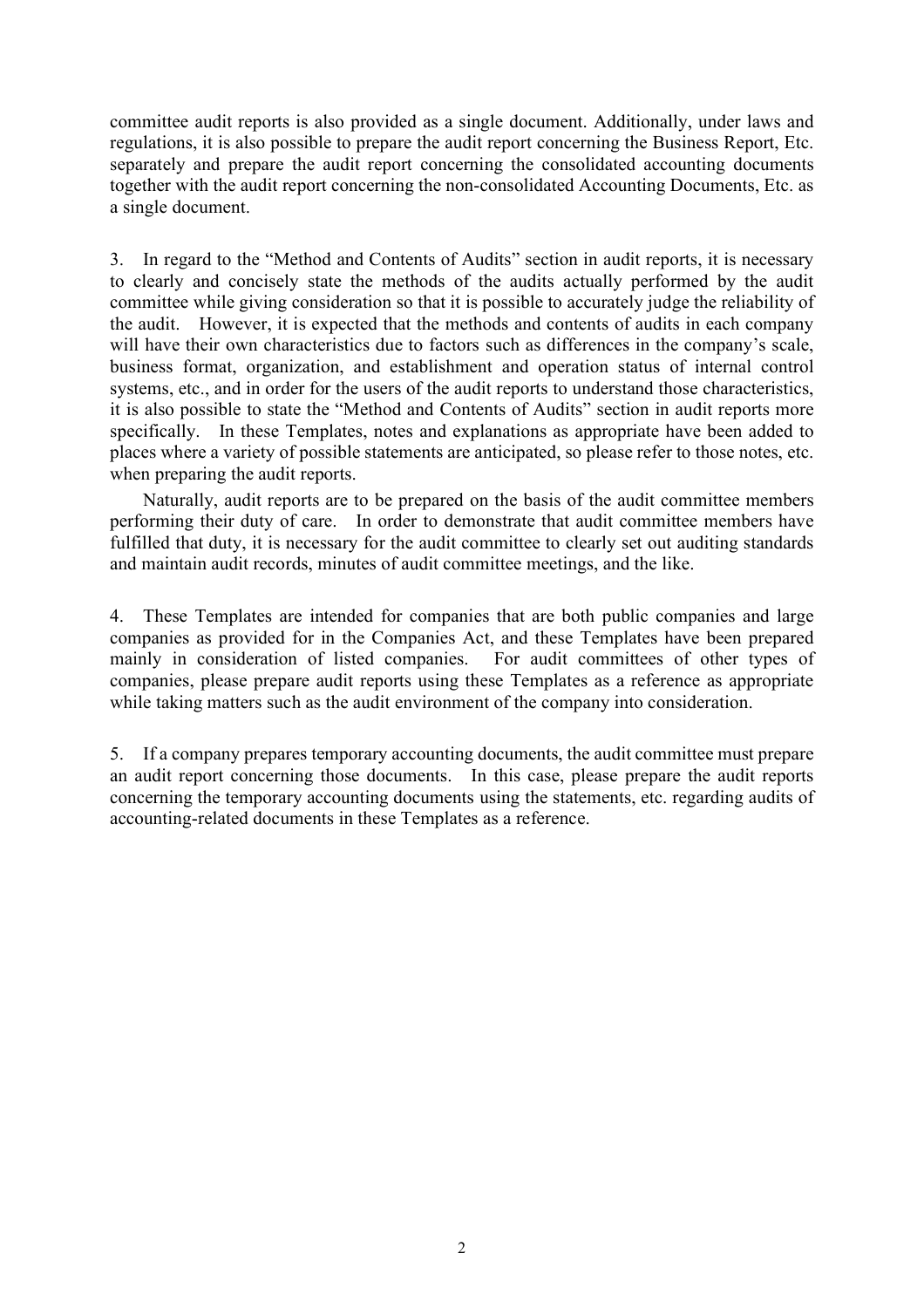committee audit reports is also provided as a single document. Additionally, under laws and regulations, it is also possible to prepare the audit report concerning the Business Report, Etc. separately and prepare the audit report concerning the consolidated accounting documents together with the audit report concerning the non-consolidated Accounting Documents, Etc. as a single document.

3. In regard to the "Method and Contents of Audits" section in audit reports, it is necessary to clearly and concisely state the methods of the audits actually performed by the audit committee while giving consideration so that it is possible to accurately judge the reliability of the audit. However, it is expected that the methods and contents of audits in each company will have their own characteristics due to factors such as differences in the company's scale, business format, organization, and establishment and operation status of internal control systems, etc., and in order for the users of the audit reports to understand those characteristics, it is also possible to state the "Method and Contents of Audits" section in audit reports more specifically. In these Templates, notes and explanations as appropriate have been added to places where a variety of possible statements are anticipated, so please refer to those notes, etc. when preparing the audit reports.

Naturally, audit reports are to be prepared on the basis of the audit committee members performing their duty of care. In order to demonstrate that audit committee members have fulfilled that duty, it is necessary for the audit committee to clearly set out auditing standards and maintain audit records, minutes of audit committee meetings, and the like.

4. These Templates are intended for companies that are both public companies and large companies as provided for in the Companies Act, and these Templates have been prepared mainly in consideration of listed companies. For audit committees of other types of companies, please prepare audit reports using these Templates as a reference as appropriate while taking matters such as the audit environment of the company into consideration.

5. If a company prepares temporary accounting documents, the audit committee must prepare an audit report concerning those documents. In this case, please prepare the audit reports concerning the temporary accounting documents using the statements, etc. regarding audits of accounting-related documents in these Templates as a reference.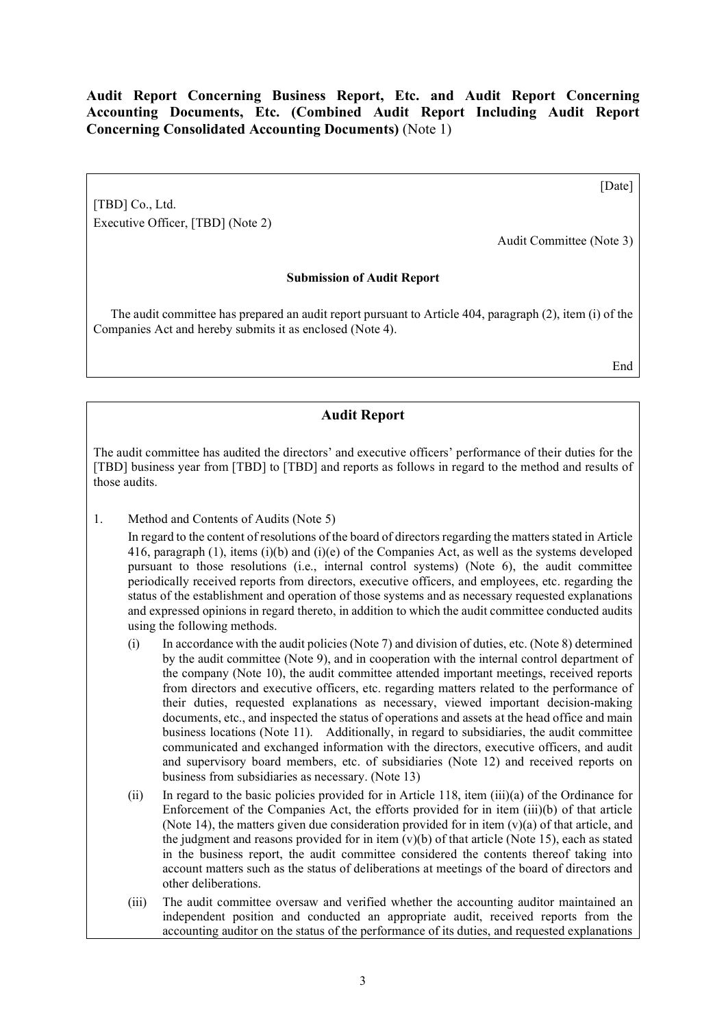**Audit Report Concerning Business Report, Etc. and Audit Report Concerning Accounting Documents, Etc. (Combined Audit Report Including Audit Report Concerning Consolidated Accounting Documents)** (Note 1)

[Date]

[TBD] Co., Ltd.
Executive Officer, [TBD] (Note 2)

Audit Committee (Note 3)

**Submission of Audit Report**

The audit committee has prepared an audit report pursuant to Article 404, paragraph (2), item (i) of the Companies Act and hereby submits it as enclosed (Note 4).

End

## Audit Report

The audit committee has audited the directors' and executive officers' performance of their duties for the [TBD] business year from [TBD] to [TBD] and reports as follows in regard to the method and results of those audits.

1. Method and Contents of Audits (Note 5)

   In regard to the content of resolutions of the board of directors regarding the matters stated in Article 416, paragraph (1), items (i)(b) and (i)(e) of the Companies Act, as well as the systems developed pursuant to those resolutions (i.e., internal control systems) (Note 6), the audit committee periodically received reports from directors, executive officers, and employees, etc. regarding the status of the establishment and operation of those systems and as necessary requested explanations and expressed opinions in regard thereto, in addition to which the audit committee conducted audits using the following methods.

   (i) In accordance with the audit policies (Note 7) and division of duties, etc. (Note 8) determined by the audit committee (Note 9), and in cooperation with the internal control department of the company (Note 10), the audit committee attended important meetings, received reports from directors and executive officers, etc. regarding matters related to the performance of their duties, requested explanations as necessary, viewed important decision-making documents, etc., and inspected the status of operations and assets at the head office and main business locations (Note 11). Additionally, in regard to subsidiaries, the audit committee communicated and exchanged information with the directors, executive officers, and audit and supervisory board members, etc. of subsidiaries (Note 12) and received reports on business from subsidiaries as necessary. (Note 13)

   (ii) In regard to the basic policies provided for in Article 118, item (iii)(a) of the Ordinance for Enforcement of the Companies Act, the efforts provided for in item (iii)(b) of that article (Note 14), the matters given due consideration provided for in item (v)(a) of that article, and the judgment and reasons provided for in item (v)(b) of that article (Note 15), each as stated in the business report, the audit committee considered the contents thereof taking into account matters such as the status of deliberations at meetings of the board of directors and other deliberations.

   (iii) The audit committee oversaw and verified whether the accounting auditor maintained an independent position and conducted an appropriate audit, received reports from the accounting auditor on the status of the performance of its duties, and requested explanations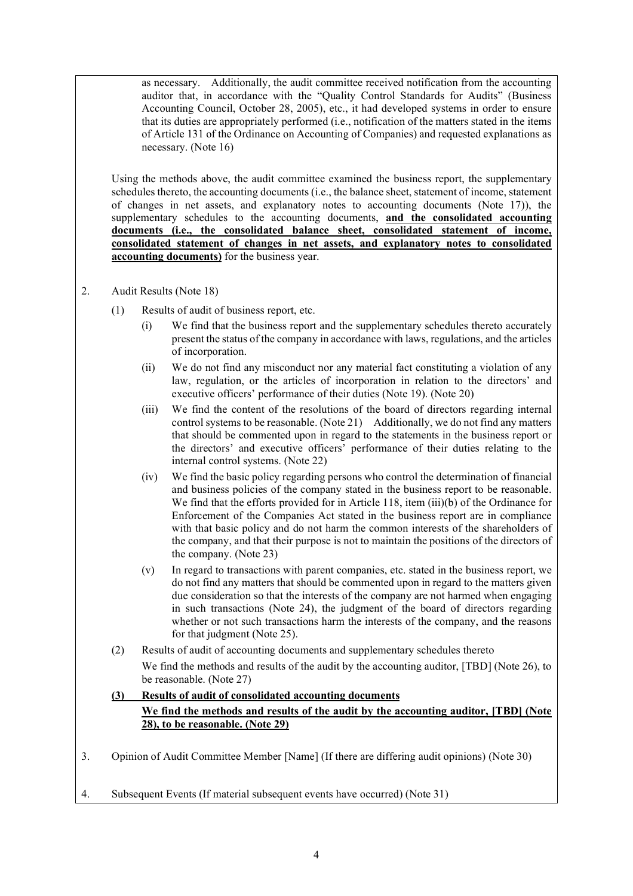as necessary. Additionally, the audit committee received notification from the accounting auditor that, in accordance with the "Quality Control Standards for Audits" (Business Accounting Council, October 28, 2005), etc., it had developed systems in order to ensure that its duties are appropriately performed (i.e., notification of the matters stated in the items of Article 131 of the Ordinance on Accounting of Companies) and requested explanations as necessary. (Note 16)

Using the methods above, the audit committee examined the business report, the supplementary schedules thereto, the accounting documents (i.e., the balance sheet, statement of income, statement of changes in net assets, and explanatory notes to accounting documents (Note 17)), the supplementary schedules to the accounting documents, **and the consolidated accounting documents (i.e., the consolidated balance sheet, consolidated statement of income, consolidated statement of changes in net assets, and explanatory notes to consolidated accounting documents)** for the business year.

2. Audit Results (Note 18)

   (1) Results of audit of business report, etc.

      (i) We find that the business report and the supplementary schedules thereto accurately present the status of the company in accordance with laws, regulations, and the articles of incorporation.

      (ii) We do not find any misconduct nor any material fact constituting a violation of any law, regulation, or the articles of incorporation in relation to the directors' and executive officers' performance of their duties (Note 19). (Note 20)

      (iii) We find the content of the resolutions of the board of directors regarding internal control systems to be reasonable. (Note 21) Additionally, we do not find any matters that should be commented upon in regard to the statements in the business report or the directors' and executive officers' performance of their duties relating to the internal control systems. (Note 22)

      (iv) We find the basic policy regarding persons who control the determination of financial and business policies of the company stated in the business report to be reasonable. We find that the efforts provided for in Article 118, item (iii)(b) of the Ordinance for Enforcement of the Companies Act stated in the business report are in compliance with that basic policy and do not harm the common interests of the shareholders of the company, and that their purpose is not to maintain the positions of the directors of the company. (Note 23)

      (v) In regard to transactions with parent companies, etc. stated in the business report, we do not find any matters that should be commented upon in regard to the matters given due consideration so that the interests of the company are not harmed when engaging in such transactions (Note 24), the judgment of the board of directors regarding whether or not such transactions harm the interests of the company, and the reasons for that judgment (Note 25).

   (2) Results of audit of accounting documents and supplementary schedules thereto

      We find the methods and results of the audit by the accounting auditor, [TBD] (Note 26), to be reasonable. (Note 27)

   **(3) Results of audit of consolidated accounting documents**

      **We find the methods and results of the audit by the accounting auditor, [TBD] (Note 28), to be reasonable. (Note 29)**

3. Opinion of Audit Committee Member [Name] (If there are differing audit opinions) (Note 30)

4. Subsequent Events (If material subsequent events have occurred) (Note 31)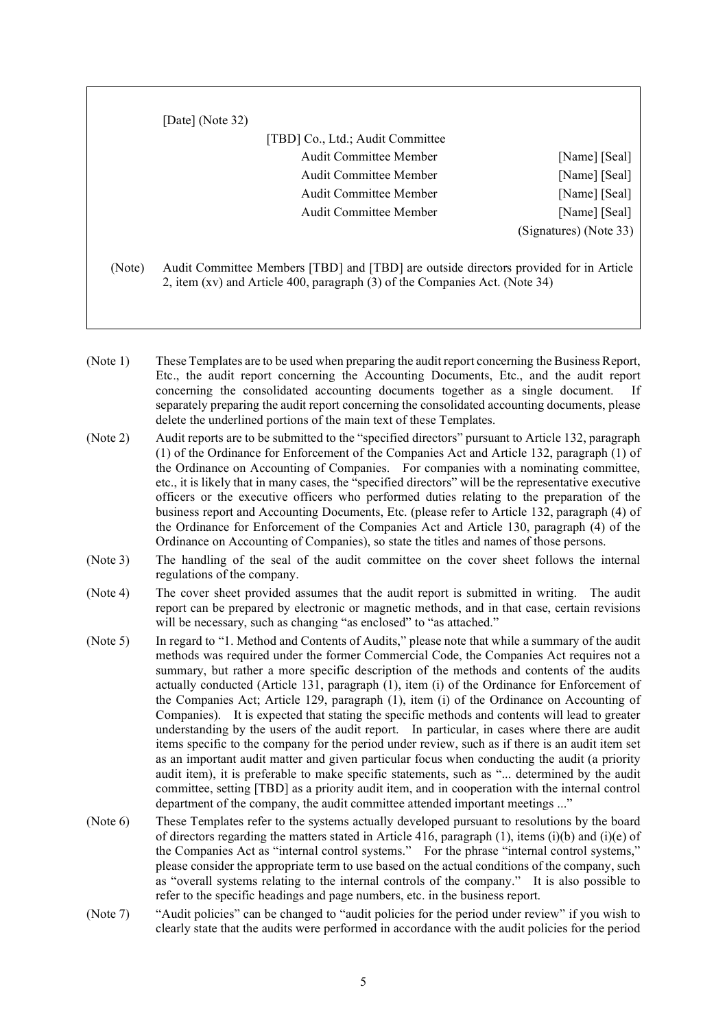[Date] (Note 32)

[TBD] Co., Ltd.; Audit Committee

| | |
|---|---|
| Audit Committee Member | [Name] [Seal] |
| Audit Committee Member | [Name] [Seal] |
| Audit Committee Member | [Name] [Seal] |
| Audit Committee Member | [Name] [Seal] |
| | (Signatures) (Note 33) |

(Note) Audit Committee Members [TBD] and [TBD] are outside directors provided for in Article 2, item (xv) and Article 400, paragraph (3) of the Companies Act. (Note 34)

(Note 1) These Templates are to be used when preparing the audit report concerning the Business Report, Etc., the audit report concerning the Accounting Documents, Etc., and the audit report concerning the consolidated accounting documents together as a single document. If separately preparing the audit report concerning the consolidated accounting documents, please delete the underlined portions of the main text of these Templates.

(Note 2) Audit reports are to be submitted to the "specified directors" pursuant to Article 132, paragraph (1) of the Ordinance for Enforcement of the Companies Act and Article 132, paragraph (1) of the Ordinance on Accounting of Companies. For companies with a nominating committee, etc., it is likely that in many cases, the "specified directors" will be the representative executive officers or the executive officers who performed duties relating to the preparation of the business report and Accounting Documents, Etc. (please refer to Article 132, paragraph (4) of the Ordinance for Enforcement of the Companies Act and Article 130, paragraph (4) of the Ordinance on Accounting of Companies), so state the titles and names of those persons.

(Note 3) The handling of the seal of the audit committee on the cover sheet follows the internal regulations of the company.

(Note 4) The cover sheet provided assumes that the audit report is submitted in writing. The audit report can be prepared by electronic or magnetic methods, and in that case, certain revisions will be necessary, such as changing "as enclosed" to "as attached."

(Note 5) In regard to "1. Method and Contents of Audits," please note that while a summary of the audit methods was required under the former Commercial Code, the Companies Act requires not a summary, but rather a more specific description of the methods and contents of the audits actually conducted (Article 131, paragraph (1), item (i) of the Ordinance for Enforcement of the Companies Act; Article 129, paragraph (1), item (i) of the Ordinance on Accounting of Companies). It is expected that stating the specific methods and contents will lead to greater understanding by the users of the audit report. In particular, in cases where there are audit items specific to the company for the period under review, such as if there is an audit item set as an important audit matter and given particular focus when conducting the audit (a priority audit item), it is preferable to make specific statements, such as "... determined by the audit committee, setting [TBD] as a priority audit item, and in cooperation with the internal control department of the company, the audit committee attended important meetings ..."

(Note 6) These Templates refer to the systems actually developed pursuant to resolutions by the board of directors regarding the matters stated in Article 416, paragraph (1), items (i)(b) and (i)(e) of the Companies Act as "internal control systems." For the phrase "internal control systems," please consider the appropriate term to use based on the actual conditions of the company, such as "overall systems relating to the internal controls of the company." It is also possible to refer to the specific headings and page numbers, etc. in the business report.

(Note 7) "Audit policies" can be changed to "audit policies for the period under review" if you wish to clearly state that the audits were performed in accordance with the audit policies for the period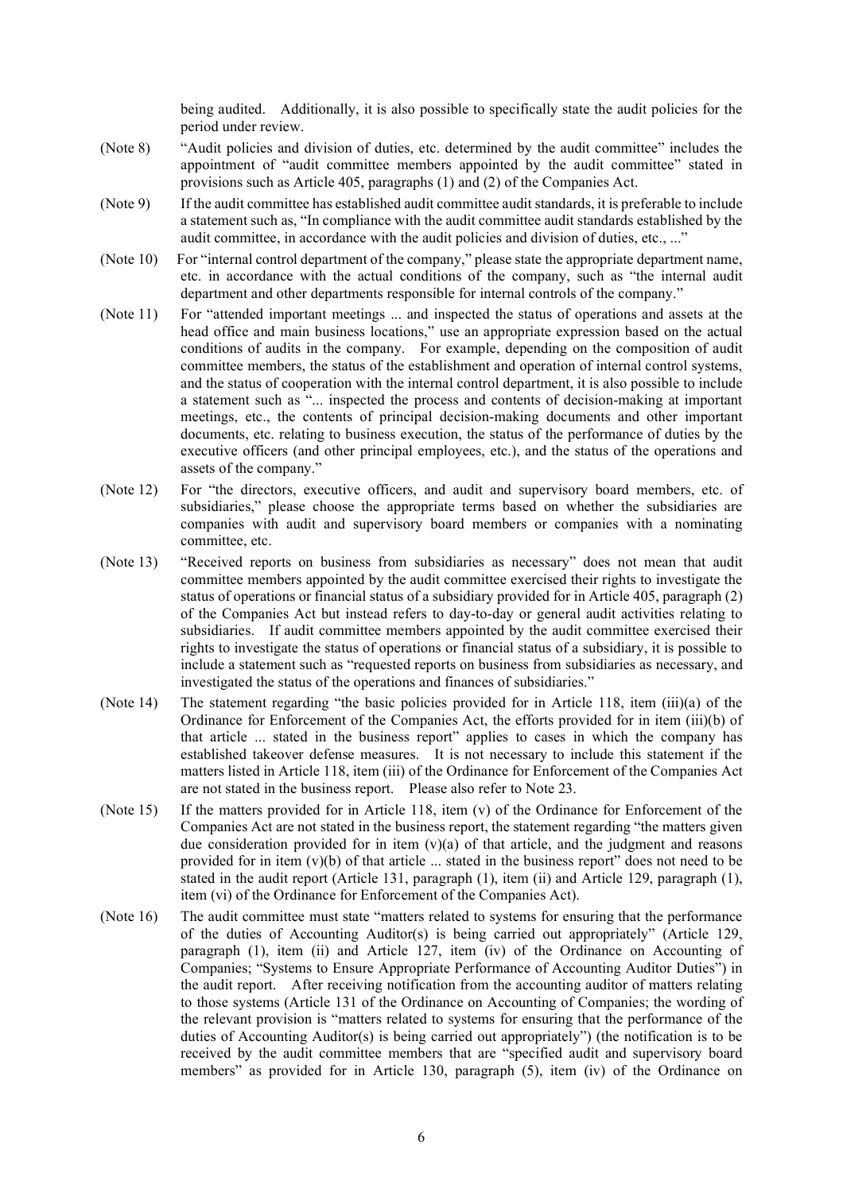being audited. Additionally, it is also possible to specifically state the audit policies for the period under review.

(Note 8) "Audit policies and division of duties, etc. determined by the audit committee" includes the appointment of "audit committee members appointed by the audit committee" stated in provisions such as Article 405, paragraphs (1) and (2) of the Companies Act.

(Note 9) If the audit committee has established audit committee audit standards, it is preferable to include a statement such as, "In compliance with the audit committee audit standards established by the audit committee, in accordance with the audit policies and division of duties, etc., ..."

(Note 10) For "internal control department of the company," please state the appropriate department name, etc. in accordance with the actual conditions of the company, such as "the internal audit department and other departments responsible for internal controls of the company."

(Note 11) For "attended important meetings ... and inspected the status of operations and assets at the head office and main business locations," use an appropriate expression based on the actual conditions of audits in the company. For example, depending on the composition of audit committee members, the status of the establishment and operation of internal control systems, and the status of cooperation with the internal control department, it is also possible to include a statement such as "... inspected the process and contents of decision-making at important meetings, etc., the contents of principal decision-making documents and other important documents, etc. relating to business execution, the status of the performance of duties by the executive officers (and other principal employees, etc.), and the status of the operations and assets of the company."

(Note 12) For "the directors, executive officers, and audit and supervisory board members, etc. of subsidiaries," please choose the appropriate terms based on whether the subsidiaries are companies with audit and supervisory board members or companies with a nominating committee, etc.

(Note 13) "Received reports on business from subsidiaries as necessary" does not mean that audit committee members appointed by the audit committee exercised their rights to investigate the status of operations or financial status of a subsidiary provided for in Article 405, paragraph (2) of the Companies Act but instead refers to day-to-day or general audit activities relating to subsidiaries. If audit committee members appointed by the audit committee exercised their rights to investigate the status of operations or financial status of a subsidiary, it is possible to include a statement such as "requested reports on business from subsidiaries as necessary, and investigated the status of the operations and finances of subsidiaries."

(Note 14) The statement regarding "the basic policies provided for in Article 118, item (iii)(a) of the Ordinance for Enforcement of the Companies Act, the efforts provided for in item (iii)(b) of that article ... stated in the business report" applies to cases in which the company has established takeover defense measures. It is not necessary to include this statement if the matters listed in Article 118, item (iii) of the Ordinance for Enforcement of the Companies Act are not stated in the business report. Please also refer to Note 23.

(Note 15) If the matters provided for in Article 118, item (v) of the Ordinance for Enforcement of the Companies Act are not stated in the business report, the statement regarding "the matters given due consideration provided for in item (v)(a) of that article, and the judgment and reasons provided for in item (v)(b) of that article ... stated in the business report" does not need to be stated in the audit report (Article 131, paragraph (1), item (ii) and Article 129, paragraph (1), item (vi) of the Ordinance for Enforcement of the Companies Act).

(Note 16) The audit committee must state "matters related to systems for ensuring that the performance of the duties of Accounting Auditor(s) is being carried out appropriately" (Article 129, paragraph (1), item (ii) and Article 127, item (iv) of the Ordinance on Accounting of Companies; "Systems to Ensure Appropriate Performance of Accounting Auditor Duties") in the audit report. After receiving notification from the accounting auditor of matters relating to those systems (Article 131 of the Ordinance on Accounting of Companies; the wording of the relevant provision is "matters related to systems for ensuring that the performance of the duties of Accounting Auditor(s) is being carried out appropriately") (the notification is to be received by the audit committee members that are "specified audit and supervisory board members" as provided for in Article 130, paragraph (5), item (iv) of the Ordinance on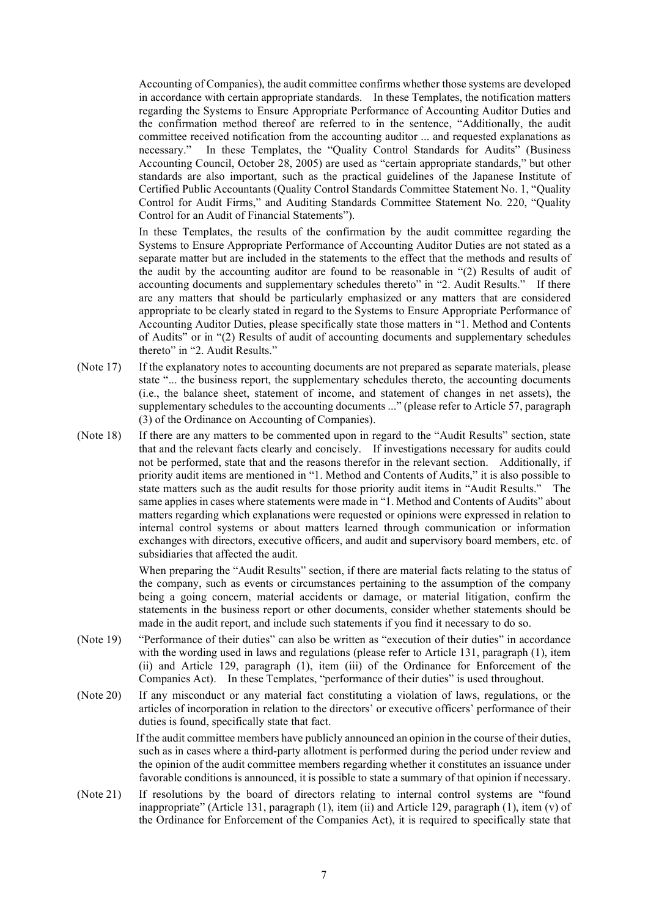Accounting of Companies), the audit committee confirms whether those systems are developed in accordance with certain appropriate standards. In these Templates, the notification matters regarding the Systems to Ensure Appropriate Performance of Accounting Auditor Duties and the confirmation method thereof are referred to in the sentence, "Additionally, the audit committee received notification from the accounting auditor ... and requested explanations as necessary." In these Templates, the "Quality Control Standards for Audits" (Business Accounting Council, October 28, 2005) are used as "certain appropriate standards," but other standards are also important, such as the practical guidelines of the Japanese Institute of Certified Public Accountants (Quality Control Standards Committee Statement No. 1, "Quality Control for Audit Firms," and Auditing Standards Committee Statement No. 220, "Quality Control for an Audit of Financial Statements").

In these Templates, the results of the confirmation by the audit committee regarding the Systems to Ensure Appropriate Performance of Accounting Auditor Duties are not stated as a separate matter but are included in the statements to the effect that the methods and results of the audit by the accounting auditor are found to be reasonable in "(2) Results of audit of accounting documents and supplementary schedules thereto" in "2. Audit Results." If there are any matters that should be particularly emphasized or any matters that are considered appropriate to be clearly stated in regard to the Systems to Ensure Appropriate Performance of Accounting Auditor Duties, please specifically state those matters in "1. Method and Contents of Audits" or in "(2) Results of audit of accounting documents and supplementary schedules thereto" in "2. Audit Results."

(Note 17) If the explanatory notes to accounting documents are not prepared as separate materials, please state "... the business report, the supplementary schedules thereto, the accounting documents (i.e., the balance sheet, statement of income, and statement of changes in net assets), the supplementary schedules to the accounting documents ..." (please refer to Article 57, paragraph (3) of the Ordinance on Accounting of Companies).

(Note 18) If there are any matters to be commented upon in regard to the "Audit Results" section, state that and the relevant facts clearly and concisely. If investigations necessary for audits could not be performed, state that and the reasons therefor in the relevant section. Additionally, if priority audit items are mentioned in "1. Method and Contents of Audits," it is also possible to state matters such as the audit results for those priority audit items in "Audit Results." The same applies in cases where statements were made in "1. Method and Contents of Audits" about matters regarding which explanations were requested or opinions were expressed in relation to internal control systems or about matters learned through communication or information exchanges with directors, executive officers, and audit and supervisory board members, etc. of subsidiaries that affected the audit.

When preparing the "Audit Results" section, if there are material facts relating to the status of the company, such as events or circumstances pertaining to the assumption of the company being a going concern, material accidents or damage, or material litigation, confirm the statements in the business report or other documents, consider whether statements should be made in the audit report, and include such statements if you find it necessary to do so.

(Note 19) "Performance of their duties" can also be written as "execution of their duties" in accordance with the wording used in laws and regulations (please refer to Article 131, paragraph (1), item (ii) and Article 129, paragraph (1), item (iii) of the Ordinance for Enforcement of the Companies Act). In these Templates, "performance of their duties" is used throughout.

(Note 20) If any misconduct or any material fact constituting a violation of laws, regulations, or the articles of incorporation in relation to the directors' or executive officers' performance of their duties is found, specifically state that fact.

If the audit committee members have publicly announced an opinion in the course of their duties, such as in cases where a third-party allotment is performed during the period under review and the opinion of the audit committee members regarding whether it constitutes an issuance under favorable conditions is announced, it is possible to state a summary of that opinion if necessary.

(Note 21) If resolutions by the board of directors relating to internal control systems are "found inappropriate" (Article 131, paragraph (1), item (ii) and Article 129, paragraph (1), item (v) of the Ordinance for Enforcement of the Companies Act), it is required to specifically state that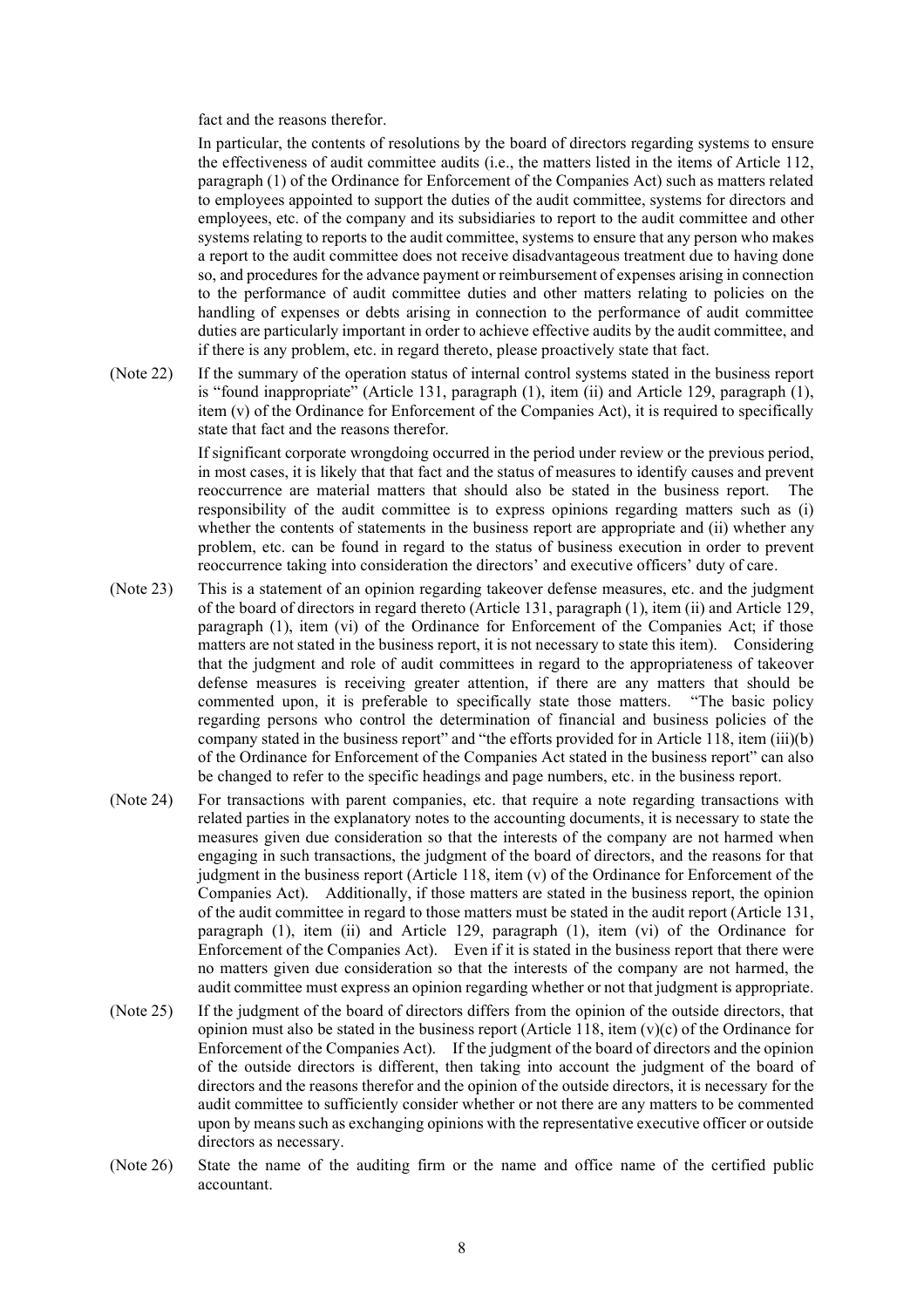fact and the reasons therefor.

In particular, the contents of resolutions by the board of directors regarding systems to ensure the effectiveness of audit committee audits (i.e., the matters listed in the items of Article 112, paragraph (1) of the Ordinance for Enforcement of the Companies Act) such as matters related to employees appointed to support the duties of the audit committee, systems for directors and employees, etc. of the company and its subsidiaries to report to the audit committee and other systems relating to reports to the audit committee, systems to ensure that any person who makes a report to the audit committee does not receive disadvantageous treatment due to having done so, and procedures for the advance payment or reimbursement of expenses arising in connection to the performance of audit committee duties and other matters relating to policies on the handling of expenses or debts arising in connection to the performance of audit committee duties are particularly important in order to achieve effective audits by the audit committee, and if there is any problem, etc. in regard thereto, please proactively state that fact.

(Note 22) If the summary of the operation status of internal control systems stated in the business report is "found inappropriate" (Article 131, paragraph (1), item (ii) and Article 129, paragraph (1), item (v) of the Ordinance for Enforcement of the Companies Act), it is required to specifically state that fact and the reasons therefor.

If significant corporate wrongdoing occurred in the period under review or the previous period, in most cases, it is likely that that fact and the status of measures to identify causes and prevent reoccurrence are material matters that should also be stated in the business report. The responsibility of the audit committee is to express opinions regarding matters such as (i) whether the contents of statements in the business report are appropriate and (ii) whether any problem, etc. can be found in regard to the status of business execution in order to prevent reoccurrence taking into consideration the directors' and executive officers' duty of care.

(Note 23) This is a statement of an opinion regarding takeover defense measures, etc. and the judgment of the board of directors in regard thereto (Article 131, paragraph (1), item (ii) and Article 129, paragraph (1), item (vi) of the Ordinance for Enforcement of the Companies Act; if those matters are not stated in the business report, it is not necessary to state this item). Considering that the judgment and role of audit committees in regard to the appropriateness of takeover defense measures is receiving greater attention, if there are any matters that should be commented upon, it is preferable to specifically state those matters. "The basic policy regarding persons who control the determination of financial and business policies of the company stated in the business report" and "the efforts provided for in Article 118, item (iii)(b) of the Ordinance for Enforcement of the Companies Act stated in the business report" can also be changed to refer to the specific headings and page numbers, etc. in the business report.

(Note 24) For transactions with parent companies, etc. that require a note regarding transactions with related parties in the explanatory notes to the accounting documents, it is necessary to state the measures given due consideration so that the interests of the company are not harmed when engaging in such transactions, the judgment of the board of directors, and the reasons for that judgment in the business report (Article 118, item (v) of the Ordinance for Enforcement of the Companies Act). Additionally, if those matters are stated in the business report, the opinion of the audit committee in regard to those matters must be stated in the audit report (Article 131, paragraph (1), item (ii) and Article 129, paragraph (1), item (vi) of the Ordinance for Enforcement of the Companies Act). Even if it is stated in the business report that there were no matters given due consideration so that the interests of the company are not harmed, the audit committee must express an opinion regarding whether or not that judgment is appropriate.

(Note 25) If the judgment of the board of directors differs from the opinion of the outside directors, that opinion must also be stated in the business report (Article 118, item (v)(c) of the Ordinance for Enforcement of the Companies Act). If the judgment of the board of directors and the opinion of the outside directors is different, then taking into account the judgment of the board of directors and the reasons therefor and the opinion of the outside directors, it is necessary for the audit committee to sufficiently consider whether or not there are any matters to be commented upon by means such as exchanging opinions with the representative executive officer or outside directors as necessary.

(Note 26) State the name of the auditing firm or the name and office name of the certified public accountant.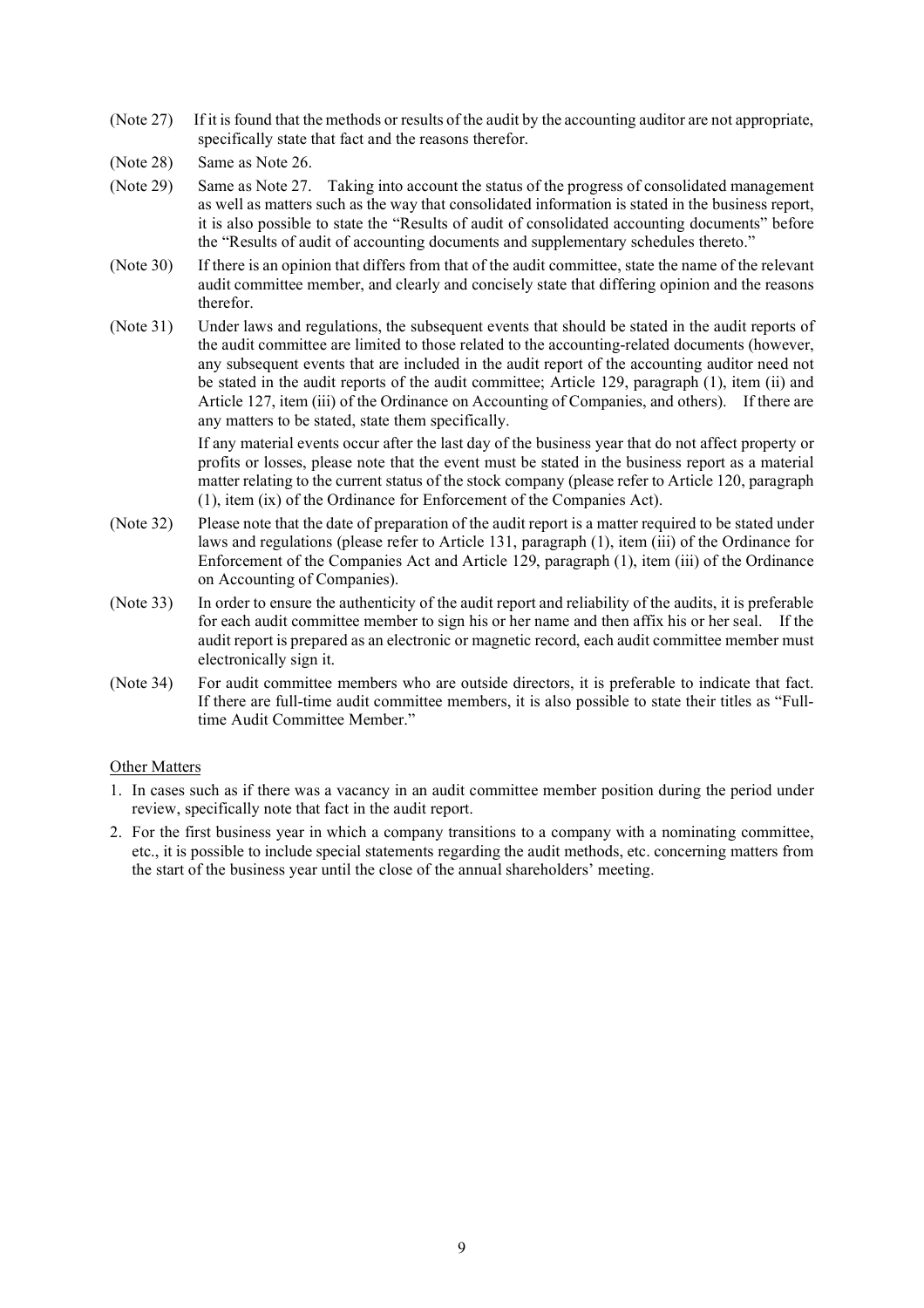(Note 27) If it is found that the methods or results of the audit by the accounting auditor are not appropriate, specifically state that fact and the reasons therefor.

(Note 28) Same as Note 26.

(Note 29) Same as Note 27. Taking into account the status of the progress of consolidated management as well as matters such as the way that consolidated information is stated in the business report, it is also possible to state the "Results of audit of consolidated accounting documents" before the "Results of audit of accounting documents and supplementary schedules thereto."

(Note 30) If there is an opinion that differs from that of the audit committee, state the name of the relevant audit committee member, and clearly and concisely state that differing opinion and the reasons therefor.

(Note 31) Under laws and regulations, the subsequent events that should be stated in the audit reports of the audit committee are limited to those related to the accounting-related documents (however, any subsequent events that are included in the audit report of the accounting auditor need not be stated in the audit reports of the audit committee; Article 129, paragraph (1), item (ii) and Article 127, item (iii) of the Ordinance on Accounting of Companies, and others). If there are any matters to be stated, state them specifically.

If any material events occur after the last day of the business year that do not affect property or profits or losses, please note that the event must be stated in the business report as a material matter relating to the current status of the stock company (please refer to Article 120, paragraph (1), item (ix) of the Ordinance for Enforcement of the Companies Act).

(Note 32) Please note that the date of preparation of the audit report is a matter required to be stated under laws and regulations (please refer to Article 131, paragraph (1), item (iii) of the Ordinance for Enforcement of the Companies Act and Article 129, paragraph (1), item (iii) of the Ordinance on Accounting of Companies).

(Note 33) In order to ensure the authenticity of the audit report and reliability of the audits, it is preferable for each audit committee member to sign his or her name and then affix his or her seal. If the audit report is prepared as an electronic or magnetic record, each audit committee member must electronically sign it.

(Note 34) For audit committee members who are outside directors, it is preferable to indicate that fact. If there are full-time audit committee members, it is also possible to state their titles as "Full-time Audit Committee Member."

Other Matters

1. In cases such as if there was a vacancy in an audit committee member position during the period under review, specifically note that fact in the audit report.
2. For the first business year in which a company transitions to a company with a nominating committee, etc., it is possible to include special statements regarding the audit methods, etc. concerning matters from the start of the business year until the close of the annual shareholders' meeting.